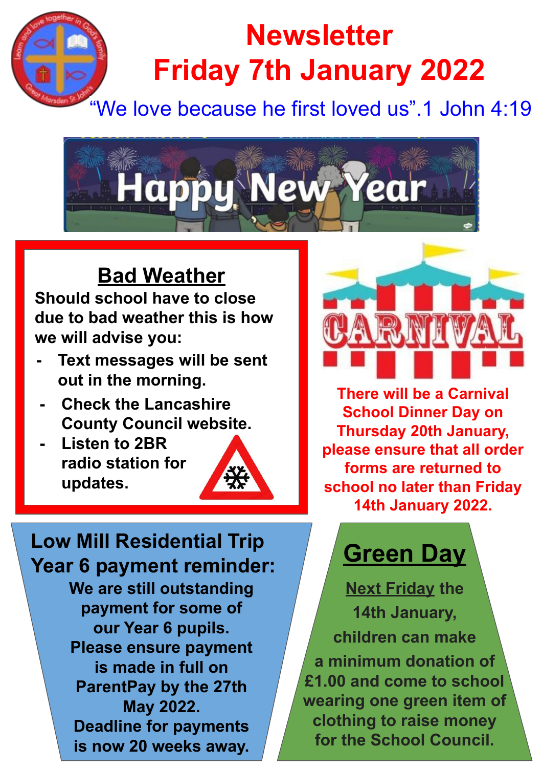# Newsletter
# Friday 7th January 2022

"We love because he first loved us".1 John 4:19

Happy New Year

## Bad Weather

**Should school have to close due to bad weather this is how we will advise you:**

- **Text messages will be sent out in the morning.**
- **Check the Lancashire County Council website.**
- **Listen to 2BR radio station for updates.**

CARNIVAL

**There will be a Carnival School Dinner Day on Thursday 20th January, please ensure that all order forms are returned to school no later than Friday 14th January 2022.**

## Low Mill Residential Trip Year 6 payment reminder:

**We are still outstanding payment for some of our Year 6 pupils. Please ensure payment is made in full on ParentPay by the 27th May 2022. Deadline for payments is now 20 weeks away.**

## Green Day

**Next Friday the 14th January, children can make a minimum donation of £1.00 and come to school wearing one green item of clothing to raise money for the School Council.**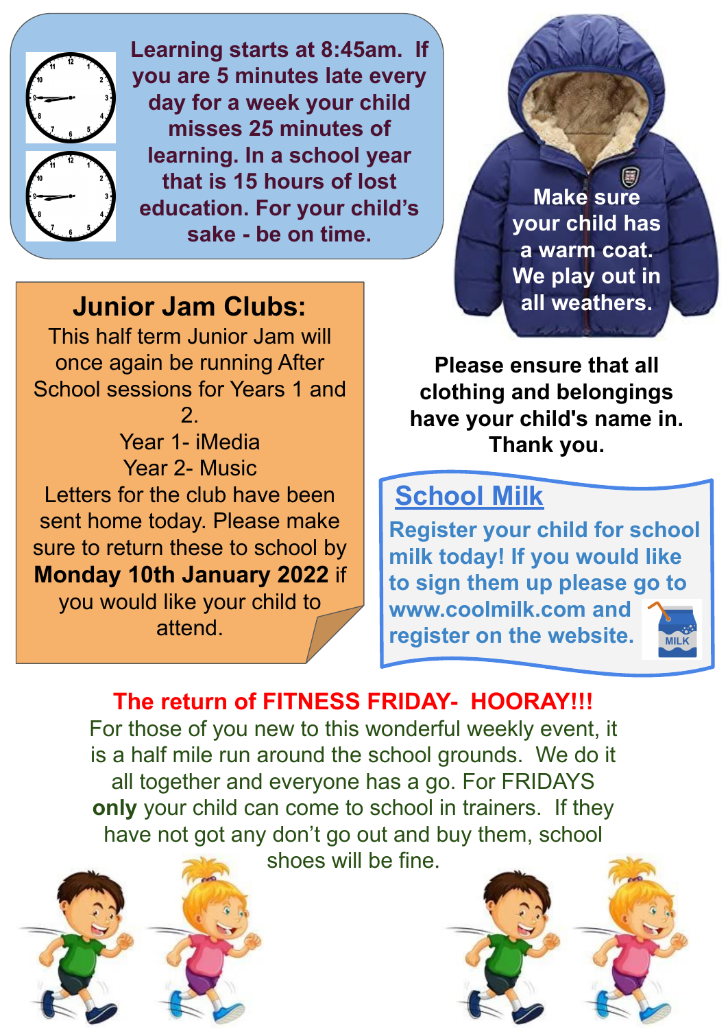**Learning starts at 8:45am. If you are 5 minutes late every day for a week your child misses 25 minutes of learning. In a school year that is 15 hours of lost education. For your child's sake - be on time.**

**Make sure your child has a warm coat. We play out in all weathers.**

## Junior Jam Clubs:

This half term Junior Jam will once again be running After School sessions for Years 1 and 2.

Year 1- iMedia

Year 2- Music

Letters for the club have been sent home today. Please make sure to return these to school by **Monday 10th January 2022** if you would like your child to attend.

**Please ensure that all clothing and belongings have your child's name in. Thank you.**

## School Milk

**Register your child for school milk today! If you would like to sign them up please go to www.coolmilk.com and register on the website.**

MILK

## The return of FITNESS FRIDAY- HOORAY!!!

For those of you new to this wonderful weekly event, it is a half mile run around the school grounds. We do it all together and everyone has a go. For FRIDAYS **only** your child can come to school in trainers. If they have not got any don't go out and buy them, school shoes will be fine.